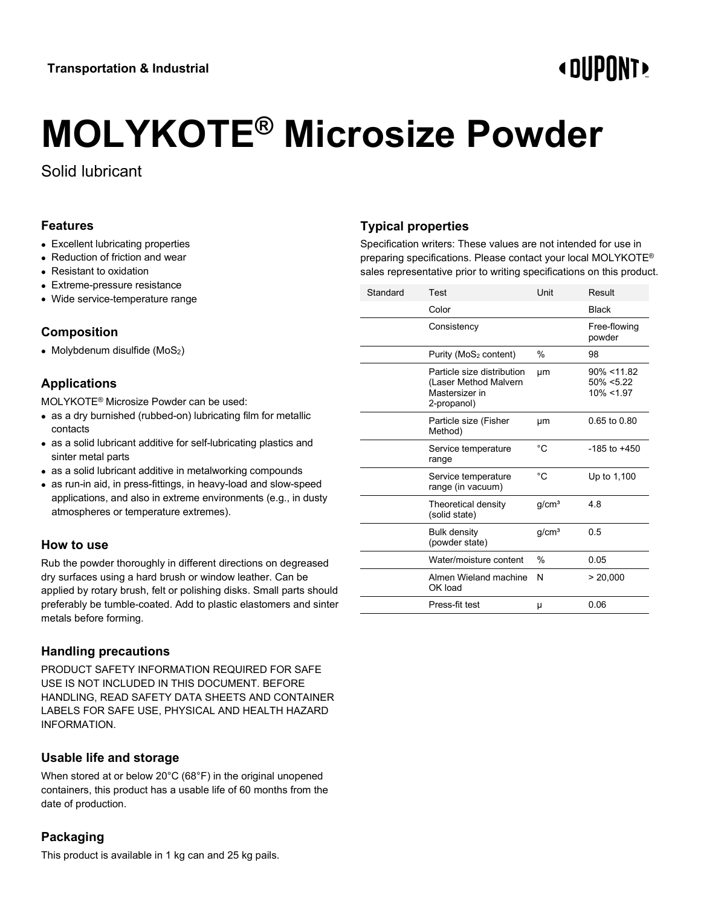Transportation & Industrial

# MOLYKOTE® Microsize Powder

Solid lubricant

## Features

- Excellent lubricating properties
- Reduction of friction and wear
- Resistant to oxidation
- Extreme-pressure resistance
- Wide service-temperature range

## Composition

- Molybdenum disulfide ($MoS_2$)

## Applications

MOLYKOTE® Microsize Powder can be used:

- as a dry burnished (rubbed-on) lubricating film for metallic contacts
- as a solid lubricant additive for self-lubricating plastics and sinter metal parts
- as a solid lubricant additive in metalworking compounds
- as run-in aid, in press-fittings, in heavy-load and slow-speed applications, and also in extreme environments (e.g., in dusty atmospheres or temperature extremes).

## How to use

Rub the powder thoroughly in different directions on degreased dry surfaces using a hard brush or window leather. Can be applied by rotary brush, felt or polishing disks. Small parts should preferably be tumble-coated. Add to plastic elastomers and sinter metals before forming.

## Handling precautions

PRODUCT SAFETY INFORMATION REQUIRED FOR SAFE USE IS NOT INCLUDED IN THIS DOCUMENT. BEFORE HANDLING, READ SAFETY DATA SHEETS AND CONTAINER LABELS FOR SAFE USE, PHYSICAL AND HEALTH HAZARD INFORMATION.

## Usable life and storage

When stored at or below 20°C (68°F) in the original unopened containers, this product has a usable life of 60 months from the date of production.

## Packaging

This product is available in 1 kg can and 25 kg pails.

## Typical properties

Specification writers: These values are not intended for use in preparing specifications. Please contact your local MOLYKOTE® sales representative prior to writing specifications on this product.

| Standard | Test | Unit | Result |
|---|---|---|---|
| | Color | | Black |
| | Consistency | | Free-flowing powder |
| | Purity ($MoS_2$ content) | % | 98 |
| | Particle size distribution (Laser Method Malvern Mastersizer in 2-propanol) | µm | 90% <11.82<br>50% <5.22<br>10% <1.97 |
| | Particle size (Fisher Method) | µm | 0.65 to 0.80 |
| | Service temperature range | °C | -185 to +450 |
| | Service temperature range (in vacuum) | °C | Up to 1,100 |
| | Theoretical density (solid state) | g/cm³ | 4.8 |
| | Bulk density (powder state) | g/cm³ | 0.5 |
| | Water/moisture content | % | 0.05 |
| | Almen Wieland machine OK load | N | > 20,000 |
| | Press-fit test | µ | 0.06 |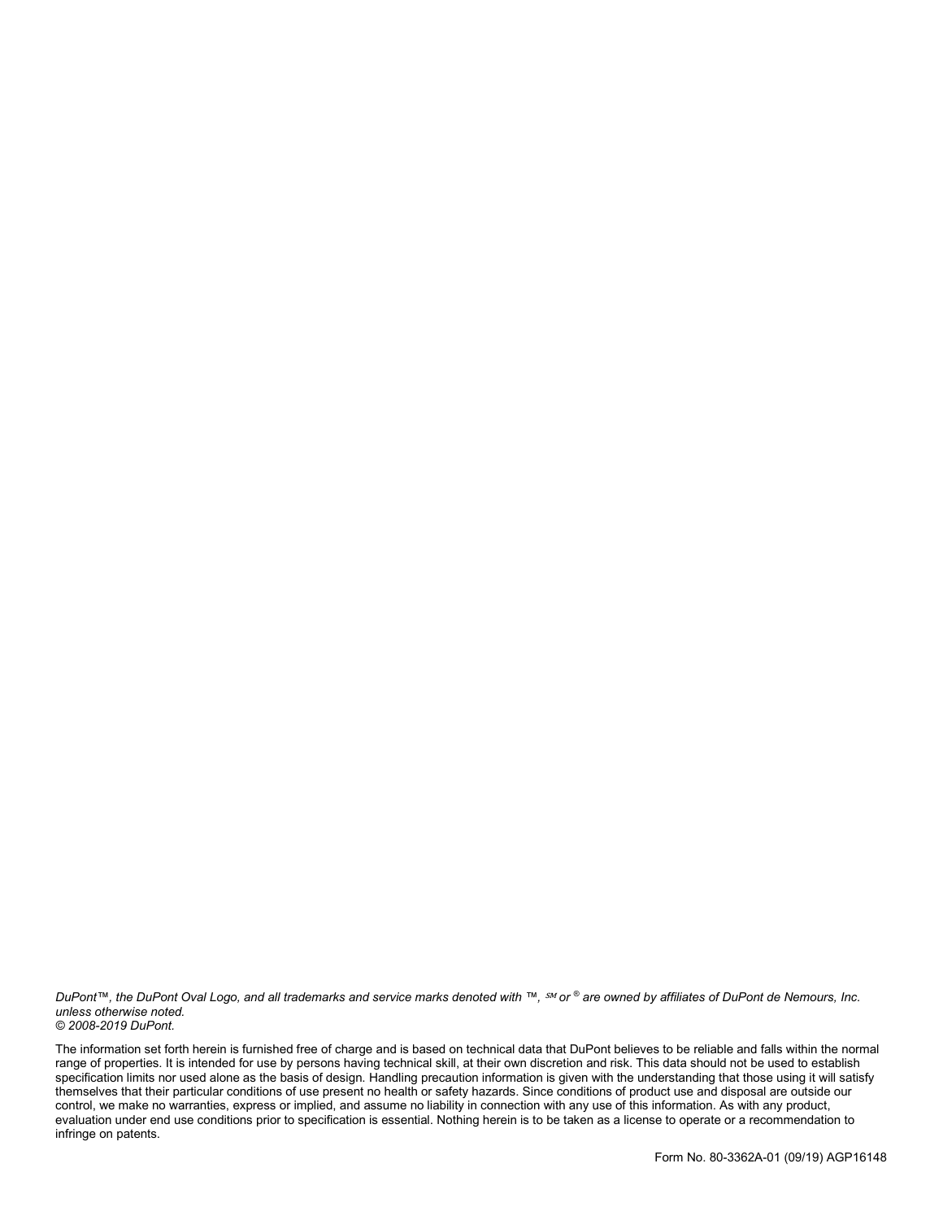*DuPont™, the DuPont Oval Logo, and all trademarks and service marks denoted with ™, ℠ or ® are owned by affiliates of DuPont de Nemours, Inc. unless otherwise noted.*
*© 2008-2019 DuPont.*

The information set forth herein is furnished free of charge and is based on technical data that DuPont believes to be reliable and falls within the normal range of properties. It is intended for use by persons having technical skill, at their own discretion and risk. This data should not be used to establish specification limits nor used alone as the basis of design. Handling precaution information is given with the understanding that those using it will satisfy themselves that their particular conditions of use present no health or safety hazards. Since conditions of product use and disposal are outside our control, we make no warranties, express or implied, and assume no liability in connection with any use of this information. As with any product, evaluation under end use conditions prior to specification is essential. Nothing herein is to be taken as a license to operate or a recommendation to infringe on patents.

Form No. 80-3362A-01 (09/19) AGP16148